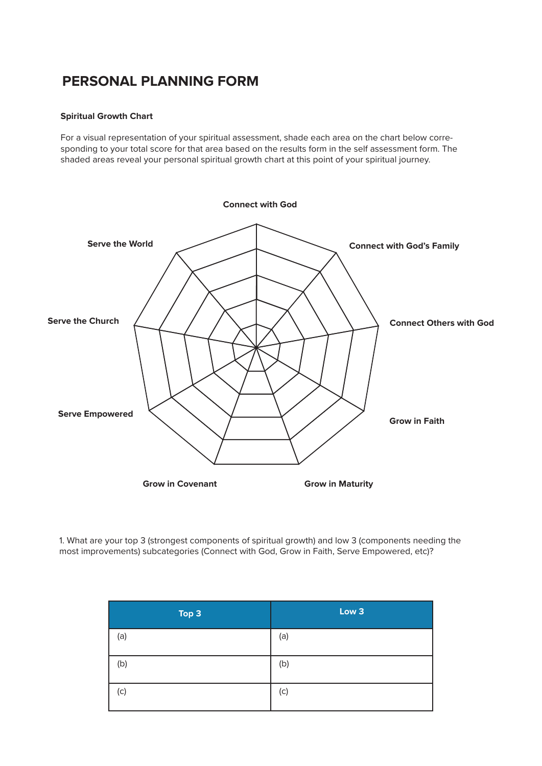# PERSONAL PLANNING FORM

### Spiritual Growth Chart

For a visual representation of your spiritual assessment, shade each area on the chart below corresponding to your total score for that area based on the results form in the self assessment form. The shaded areas reveal your personal spiritual growth chart at this point of your spiritual journey.

Connect with God

Connect with God's Family

Connect Others with God

Grow in Faith

Grow in Maturity

Grow in Covenant

Serve Empowered

Serve the Church

Serve the World

1. What are your top 3 (strongest components of spiritual growth) and low 3 (components needing the most improvements) subcategories (Connect with God, Grow in Faith, Serve Empowered, etc)?

| Top 3 | Low 3 |
|---|---|
| (a) | (a) |
| (b) | (b) |
| (c) | (c) |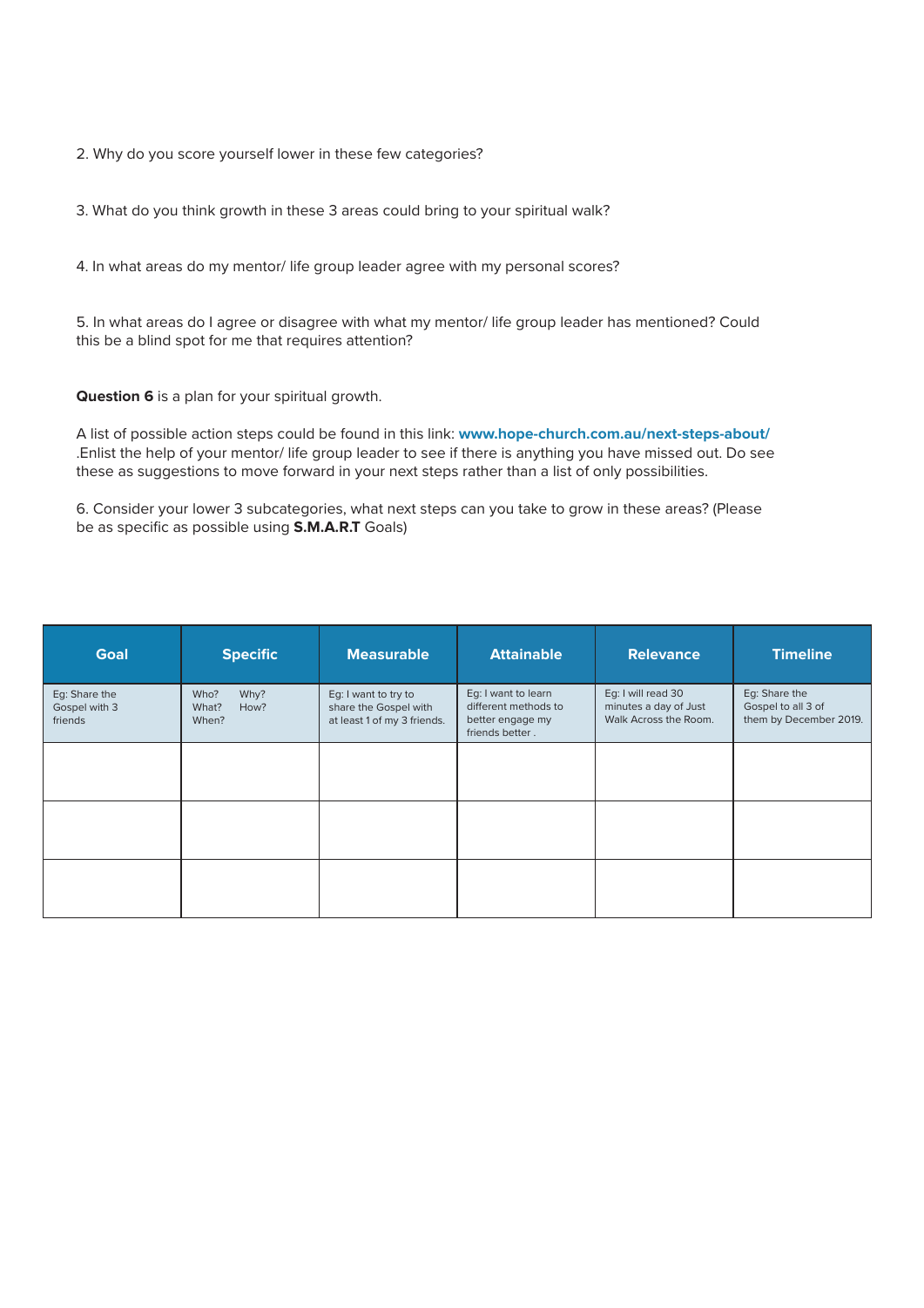2. Why do you score yourself lower in these few categories?

3. What do you think growth in these 3 areas could bring to your spiritual walk?

4. In what areas do my mentor/ life group leader agree with my personal scores?

5. In what areas do I agree or disagree with what my mentor/ life group leader has mentioned? Could this be a blind spot for me that requires attention?

**Question 6** is a plan for your spiritual growth.

A list of possible action steps could be found in this link: **www.hope-church.com.au/next-steps-about/** .Enlist the help of your mentor/ life group leader to see if there is anything you have missed out. Do see these as suggestions to move forward in your next steps rather than a list of only possibilities.

6. Consider your lower 3 subcategories, what next steps can you take to grow in these areas? (Please be as specific as possible using **S.M.A.R.T** Goals)

| Goal | Specific | Measurable | Attainable | Relevance | Timeline |
|---|---|---|---|---|---|
| Eg: Share the Gospel with 3 friends | Who? Why? What? How? When? | Eg: I want to try to share the Gospel with at least 1 of my 3 friends. | Eg: I want to learn different methods to better engage my friends better . | Eg: I will read 30 minutes a day of Just Walk Across the Room. | Eg: Share the Gospel to all 3 of them by December 2019. |
| | | | | | |
| | | | | | |
| | | | | | |